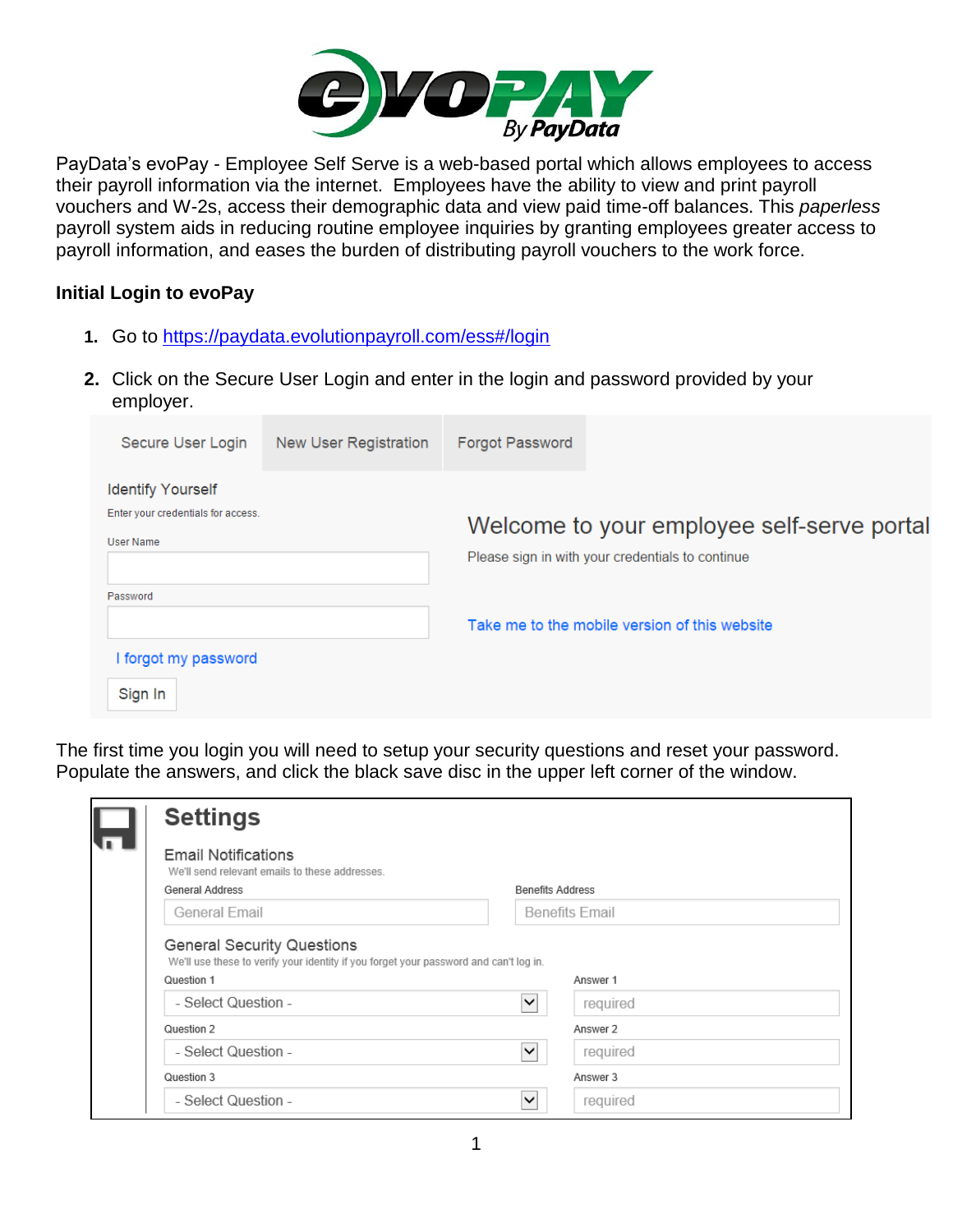PayData's evoPay - Employee Self Serve is a web-based portal which allows employees to access their payroll information via the internet. Employees have the ability to view and print payroll vouchers and W-2s, access their demographic data and view paid time-off balances. This *paperless* payroll system aids in reducing routine employee inquiries by granting employees greater access to payroll information, and eases the burden of distributing payroll vouchers to the work force.

**Initial Login to evoPay**

1. Go to https://paydata.evolutionpayroll.com/ess#/login
2. Click on the Secure User Login and enter in the login and password provided by your employer.

Secure User Login | New User Registration | Forgot Password

Identify Yourself

Enter your credentials for access.

User Name

Password

I forgot my password

Sign In

Welcome to your employee self-serve portal

Please sign in with your credentials to continue

Take me to the mobile version of this website

The first time you login you will need to setup your security questions and reset your password. Populate the answers, and click the black save disc in the upper left corner of the window.

Settings

Email Notifications

We'll send relevant emails to these addresses.

| General Address | Benefits Address |
| --- | --- |
| General Email | Benefits Email |

General Security Questions

We'll use these to verify your identity if you forget your password and can't log in.

| Question | Answer |
| --- | --- |
| Question 1: - Select Question - | Answer 1: required |
| Question 2: - Select Question - | Answer 2: required |
| Question 3: - Select Question - | Answer 3: required |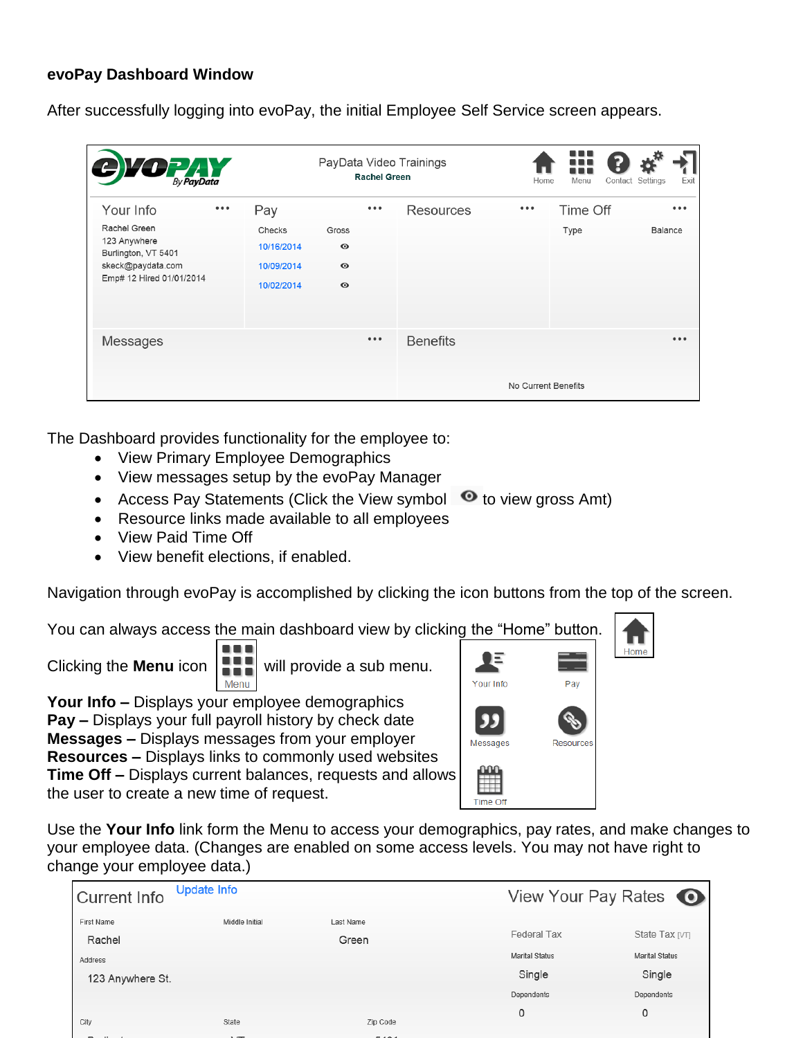**evoPay Dashboard Window**

After successfully logging into evoPay, the initial Employee Self Service screen appears.

The Dashboard provides functionality for the employee to:

- View Primary Employee Demographics
- View messages setup by the evoPay Manager
- Access Pay Statements (Click the View symbol to view gross Amt)
- Resource links made available to all employees
- View Paid Time Off
- View benefit elections, if enabled.

Navigation through evoPay is accomplished by clicking the icon buttons from the top of the screen.

You can always access the main dashboard view by clicking the “Home” button.

Clicking the **Menu** icon will provide a sub menu.

**Your Info –** Displays your employee demographics
**Pay –** Displays your full payroll history by check date
**Messages –** Displays messages from your employer
**Resources –** Displays links to commonly used websites
**Time Off –** Displays current balances, requests and allows the user to create a new time of request.

Use the **Your Info** link form the Menu to access your demographics, pay rates, and make changes to your employee data. (Changes are enabled on some access levels. You may not have right to change your employee data.)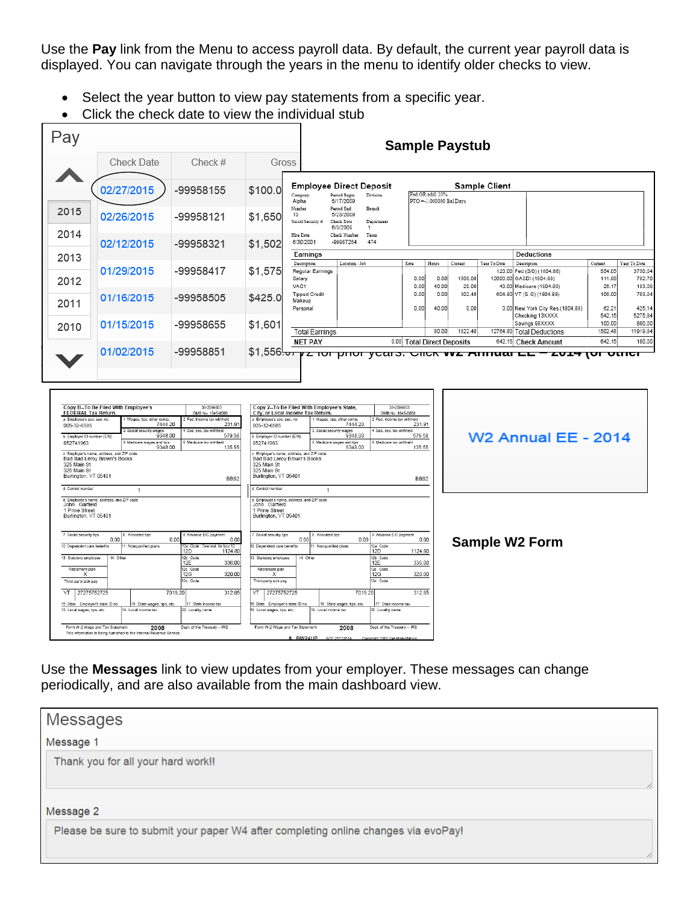Use the **Pay** link from the Menu to access payroll data. By default, the current year payroll data is displayed. You can navigate through the years in the menu to identify older checks to view.

- Select the year button to view pay statements from a specific year.
- Click the check date to view the individual stub

## Pay

| | Check Date | Check # | Gross |
|---|---|---|---|
| 2015 | 02/27/2015 | -99958155 | $100.0 |
| 2014 | 02/26/2015 | -99958121 | $1,650 |
| 2013 | 02/12/2015 | -99958321 | $1,502 |
| 2012 | 01/29/2015 | -99958417 | $1,575 |
| 2011 | 01/16/2015 | -99958505 | $425.0 |
| 2010 | 01/15/2015 | -99958655 | $1,601 |
| | 01/02/2015 | -99958851 | $1,556. |

**Sample Paystub**

W2 Annual EE - 2014

**Sample W2 Form**

Use the **Messages** link to view updates from your employer. These messages can change periodically, and are also available from the main dashboard view.

## Messages

Message 1

Thank you for all your hard work!!

Message 2

Please be sure to submit your paper W4 after completing online changes via evoPay!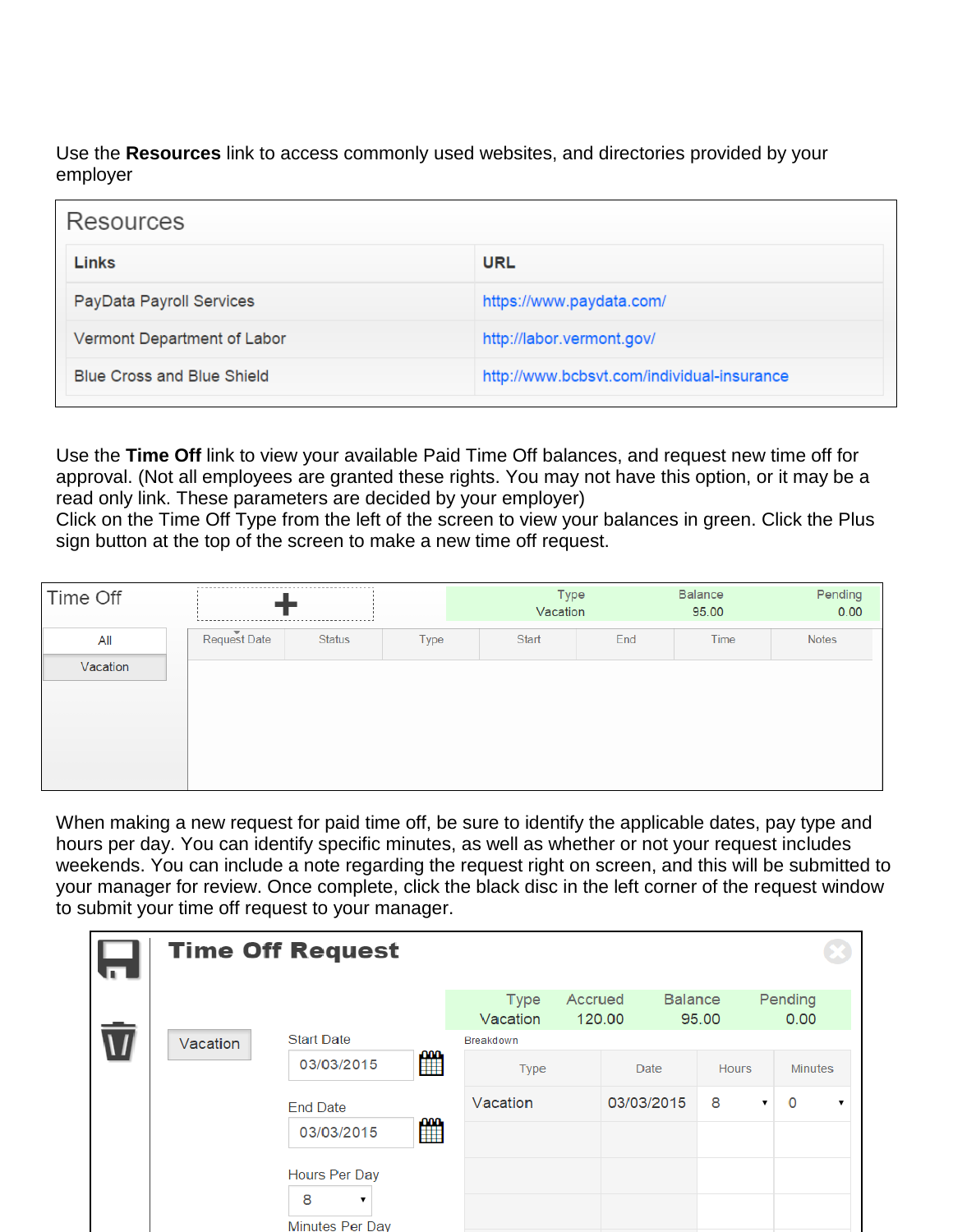Use the **Resources** link to access commonly used websites, and directories provided by your employer

**Resources**

| Links | URL |
|---|---|
| PayData Payroll Services | https://www.paydata.com/ |
| Vermont Department of Labor | http://labor.vermont.gov/ |
| Blue Cross and Blue Shield | http://www.bcbsvt.com/individual-insurance |

Use the **Time Off** link to view your available Paid Time Off balances, and request new time off for approval. (Not all employees are granted these rights. You may not have this option, or it may be a read only link. These parameters are decided by your employer)
Click on the Time Off Type from the left of the screen to view your balances in green. Click the Plus sign button at the top of the screen to make a new time off request.

**Time Off**

+

| Type | Balance | Pending |
|---|---|---|
| Vacation | 95.00 | 0.00 |

All
Vacation

| Request Date | Status | Type | Start | End | Time | Notes |
|---|---|---|---|---|---|---|

When making a new request for paid time off, be sure to identify the applicable dates, pay type and hours per day. You can identify specific minutes, as well as whether or not your request includes weekends. You can include a note regarding the request right on screen, and this will be submitted to your manager for review. Once complete, click the black disc in the left corner of the request window to submit your time off request to your manager.

**Time Off Request**

| Type | Accrued | Balance | Pending |
|---|---|---|---|
| Vacation | 120.00 | 95.00 | 0.00 |

Vacation

Start Date: 03/03/2015

End Date: 03/03/2015

Hours Per Day: 8

Minutes Per Day

Breakdown

| Type | Date | Hours | Minutes |
|---|---|---|---|
| Vacation | 03/03/2015 | 8 | 0 |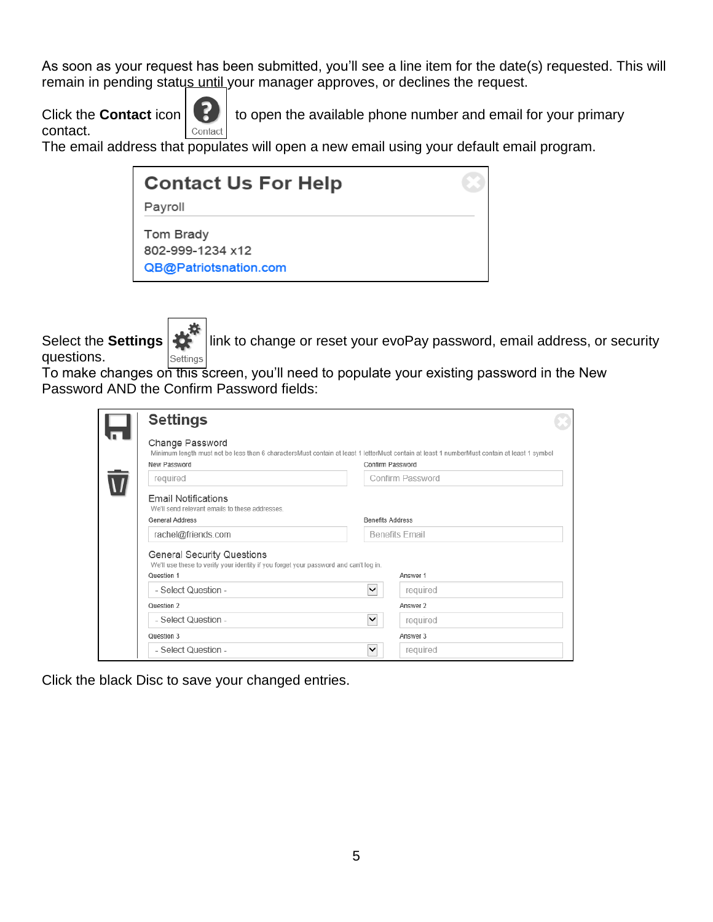As soon as your request has been submitted, you'll see a line item for the date(s) requested. This will remain in pending status until your manager approves, or declines the request.

Click the **Contact** icon to open the available phone number and email for your primary contact.

The email address that populates will open a new email using your default email program.

Contact Us For Help

Payroll

Tom Brady
802-999-1234 x12
QB@Patriotsnation.com

Select the **Settings** link to change or reset your evoPay password, email address, or security questions.

To make changes on this screen, you'll need to populate your existing password in the New Password AND the Confirm Password fields:

Settings

Change Password
Minimum length must not be less than 6 charactersMust contain at least 1 letterMust contain at least 1 numberMust contain at least 1 symbol

New Password: required
Confirm Password: Confirm Password

Email Notifications
We'll send relevant emails to these addresses.

General Address: rachel@friends.com
Benefits Address: Benefits Email

General Security Questions
We'll use these to verify your identity if you forget your password and can't log in.

Question 1: - Select Question -
Answer 1: required
Question 2: - Select Question -
Answer 2: required
Question 3: - Select Question -
Answer 3: required

Click the black Disc to save your changed entries.